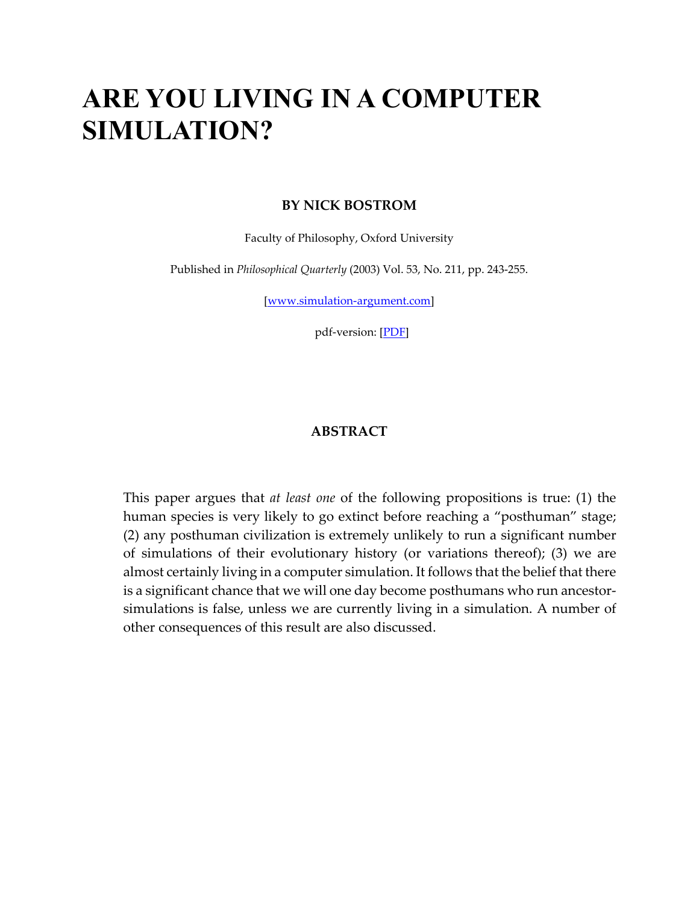# ARE YOU LIVING IN A COMPUTER SIMULATION?

**BY NICK BOSTROM**

Faculty of Philosophy, Oxford University

Published in *Philosophical Quarterly* (2003) Vol. 53, No. 211, pp. 243-255.

[www.simulation-argument.com]

pdf-version: [PDF]

## ABSTRACT

This paper argues that *at least one* of the following propositions is true: (1) the human species is very likely to go extinct before reaching a "posthuman" stage; (2) any posthuman civilization is extremely unlikely to run a significant number of simulations of their evolutionary history (or variations thereof); (3) we are almost certainly living in a computer simulation. It follows that the belief that there is a significant chance that we will one day become posthumans who run ancestor-simulations is false, unless we are currently living in a simulation. A number of other consequences of this result are also discussed.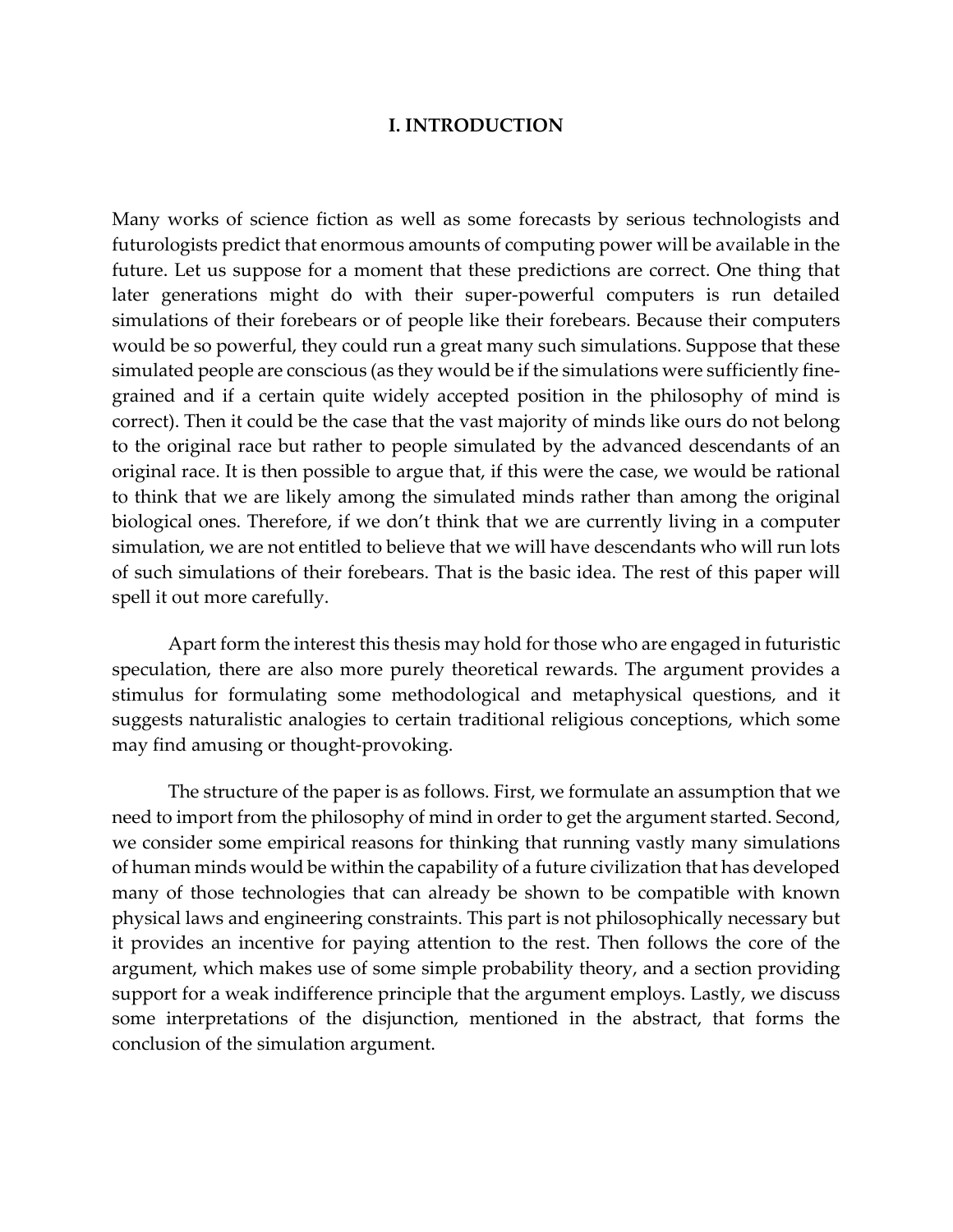## I. INTRODUCTION

Many works of science fiction as well as some forecasts by serious technologists and futurologists predict that enormous amounts of computing power will be available in the future. Let us suppose for a moment that these predictions are correct. One thing that later generations might do with their super-powerful computers is run detailed simulations of their forebears or of people like their forebears. Because their computers would be so powerful, they could run a great many such simulations. Suppose that these simulated people are conscious (as they would be if the simulations were sufficiently fine-grained and if a certain quite widely accepted position in the philosophy of mind is correct). Then it could be the case that the vast majority of minds like ours do not belong to the original race but rather to people simulated by the advanced descendants of an original race. It is then possible to argue that, if this were the case, we would be rational to think that we are likely among the simulated minds rather than among the original biological ones. Therefore, if we don't think that we are currently living in a computer simulation, we are not entitled to believe that we will have descendants who will run lots of such simulations of their forebears. That is the basic idea. The rest of this paper will spell it out more carefully.

Apart form the interest this thesis may hold for those who are engaged in futuristic speculation, there are also more purely theoretical rewards. The argument provides a stimulus for formulating some methodological and metaphysical questions, and it suggests naturalistic analogies to certain traditional religious conceptions, which some may find amusing or thought-provoking.

The structure of the paper is as follows. First, we formulate an assumption that we need to import from the philosophy of mind in order to get the argument started. Second, we consider some empirical reasons for thinking that running vastly many simulations of human minds would be within the capability of a future civilization that has developed many of those technologies that can already be shown to be compatible with known physical laws and engineering constraints. This part is not philosophically necessary but it provides an incentive for paying attention to the rest. Then follows the core of the argument, which makes use of some simple probability theory, and a section providing support for a weak indifference principle that the argument employs. Lastly, we discuss some interpretations of the disjunction, mentioned in the abstract, that forms the conclusion of the simulation argument.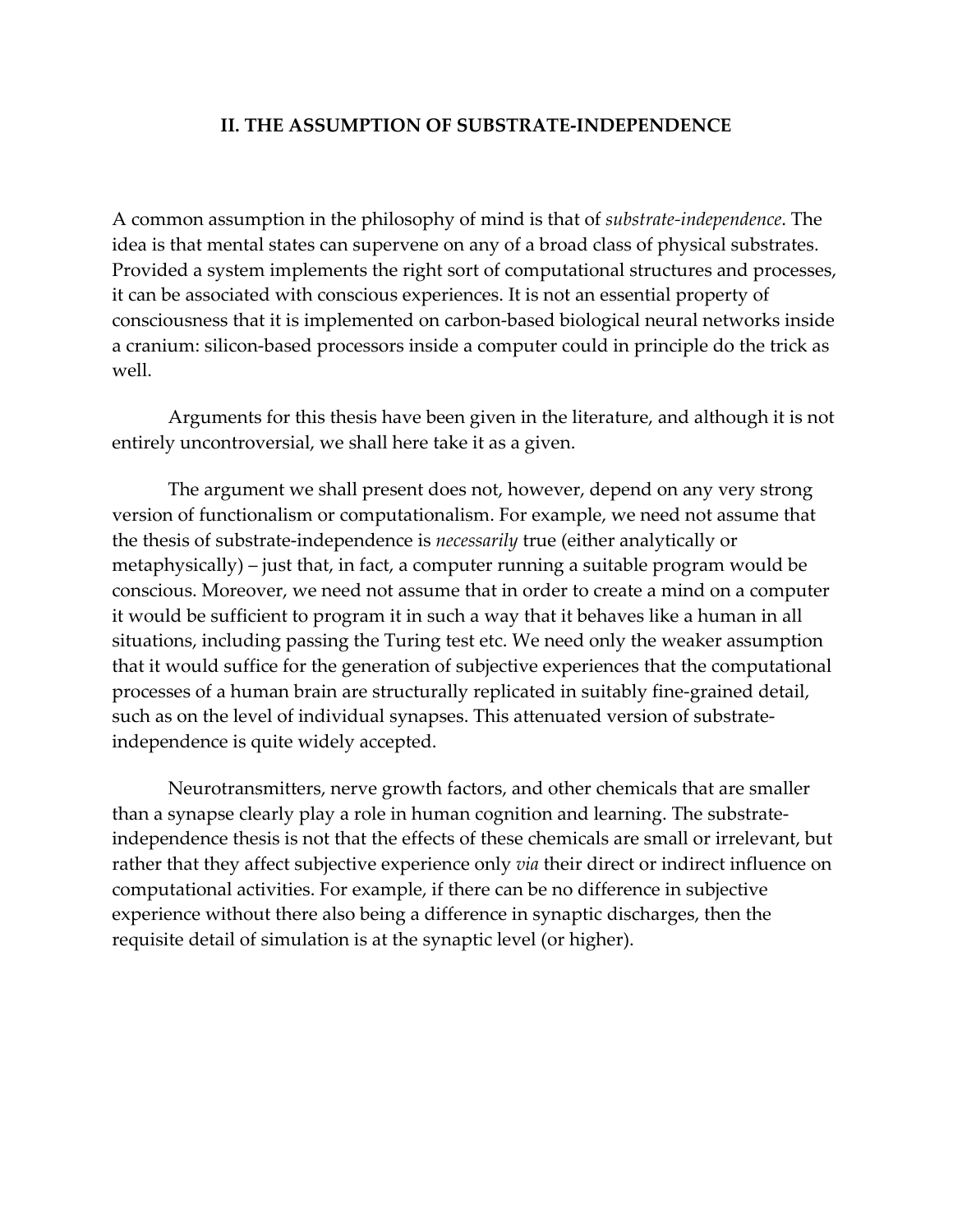## II. THE ASSUMPTION OF SUBSTRATE-INDEPENDENCE

A common assumption in the philosophy of mind is that of *substrate-independence*. The idea is that mental states can supervene on any of a broad class of physical substrates. Provided a system implements the right sort of computational structures and processes, it can be associated with conscious experiences. It is not an essential property of consciousness that it is implemented on carbon-based biological neural networks inside a cranium: silicon-based processors inside a computer could in principle do the trick as well.

Arguments for this thesis have been given in the literature, and although it is not entirely uncontroversial, we shall here take it as a given.

The argument we shall present does not, however, depend on any very strong version of functionalism or computationalism. For example, we need not assume that the thesis of substrate-independence is *necessarily* true (either analytically or metaphysically) – just that, in fact, a computer running a suitable program would be conscious. Moreover, we need not assume that in order to create a mind on a computer it would be sufficient to program it in such a way that it behaves like a human in all situations, including passing the Turing test etc. We need only the weaker assumption that it would suffice for the generation of subjective experiences that the computational processes of a human brain are structurally replicated in suitably fine-grained detail, such as on the level of individual synapses. This attenuated version of substrate-independence is quite widely accepted.

Neurotransmitters, nerve growth factors, and other chemicals that are smaller than a synapse clearly play a role in human cognition and learning. The substrate-independence thesis is not that the effects of these chemicals are small or irrelevant, but rather that they affect subjective experience only *via* their direct or indirect influence on computational activities. For example, if there can be no difference in subjective experience without there also being a difference in synaptic discharges, then the requisite detail of simulation is at the synaptic level (or higher).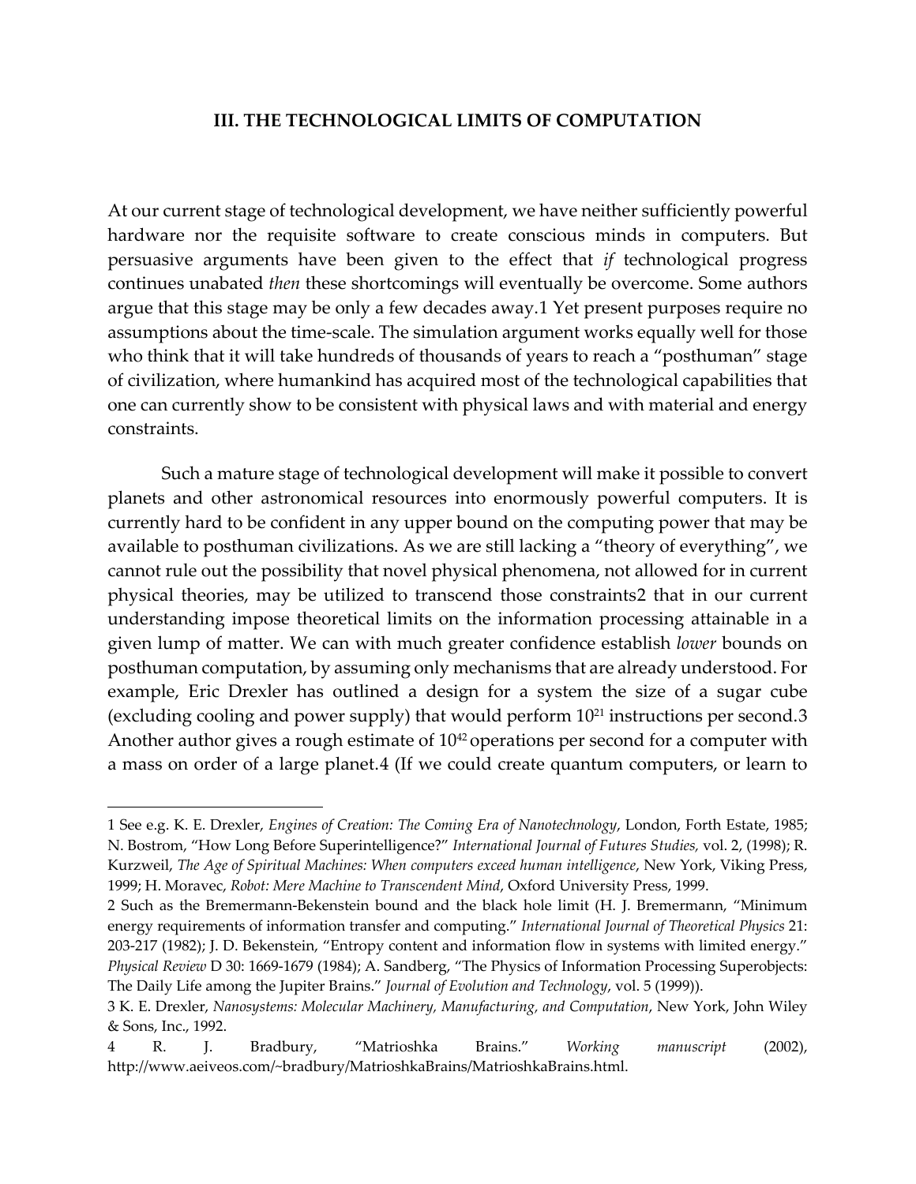## III. THE TECHNOLOGICAL LIMITS OF COMPUTATION

At our current stage of technological development, we have neither sufficiently powerful hardware nor the requisite software to create conscious minds in computers. But persuasive arguments have been given to the effect that *if* technological progress continues unabated *then* these shortcomings will eventually be overcome. Some authors argue that this stage may be only a few decades away.[1] Yet present purposes require no assumptions about the time-scale. The simulation argument works equally well for those who think that it will take hundreds of thousands of years to reach a "posthuman" stage of civilization, where humankind has acquired most of the technological capabilities that one can currently show to be consistent with physical laws and with material and energy constraints.

Such a mature stage of technological development will make it possible to convert planets and other astronomical resources into enormously powerful computers. It is currently hard to be confident in any upper bound on the computing power that may be available to posthuman civilizations. As we are still lacking a "theory of everything", we cannot rule out the possibility that novel physical phenomena, not allowed for in current physical theories, may be utilized to transcend those constraints[2] that in our current understanding impose theoretical limits on the information processing attainable in a given lump of matter. We can with much greater confidence establish *lower* bounds on posthuman computation, by assuming only mechanisms that are already understood. For example, Eric Drexler has outlined a design for a system the size of a sugar cube (excluding cooling and power supply) that would perform $10^{21}$ instructions per second.[3] Another author gives a rough estimate of $10^{42}$ operations per second for a computer with a mass on order of a large planet.[4] (If we could create quantum computers, or learn to

---

1 See e.g. K. E. Drexler, *Engines of Creation: The Coming Era of Nanotechnology*, London, Forth Estate, 1985; N. Bostrom, "How Long Before Superintelligence?" *International Journal of Futures Studies,* vol. 2, (1998); R. Kurzweil, *The Age of Spiritual Machines: When computers exceed human intelligence*, New York, Viking Press, 1999; H. Moravec, *Robot: Mere Machine to Transcendent Mind*, Oxford University Press, 1999.

2 Such as the Bremermann-Bekenstein bound and the black hole limit (H. J. Bremermann, "Minimum energy requirements of information transfer and computing." *International Journal of Theoretical Physics* 21: 203-217 (1982); J. D. Bekenstein, "Entropy content and information flow in systems with limited energy." *Physical Review* D 30: 1669-1679 (1984); A. Sandberg, "The Physics of Information Processing Superobjects: The Daily Life among the Jupiter Brains." *Journal of Evolution and Technology*, vol. 5 (1999)).

3 K. E. Drexler, *Nanosystems: Molecular Machinery, Manufacturing, and Computation*, New York, John Wiley & Sons, Inc., 1992.

4 R. J. Bradbury, "Matrioshka Brains." *Working manuscript* (2002), http://www.aeiveos.com/~bradbury/MatrioshkaBrains/MatrioshkaBrains.html.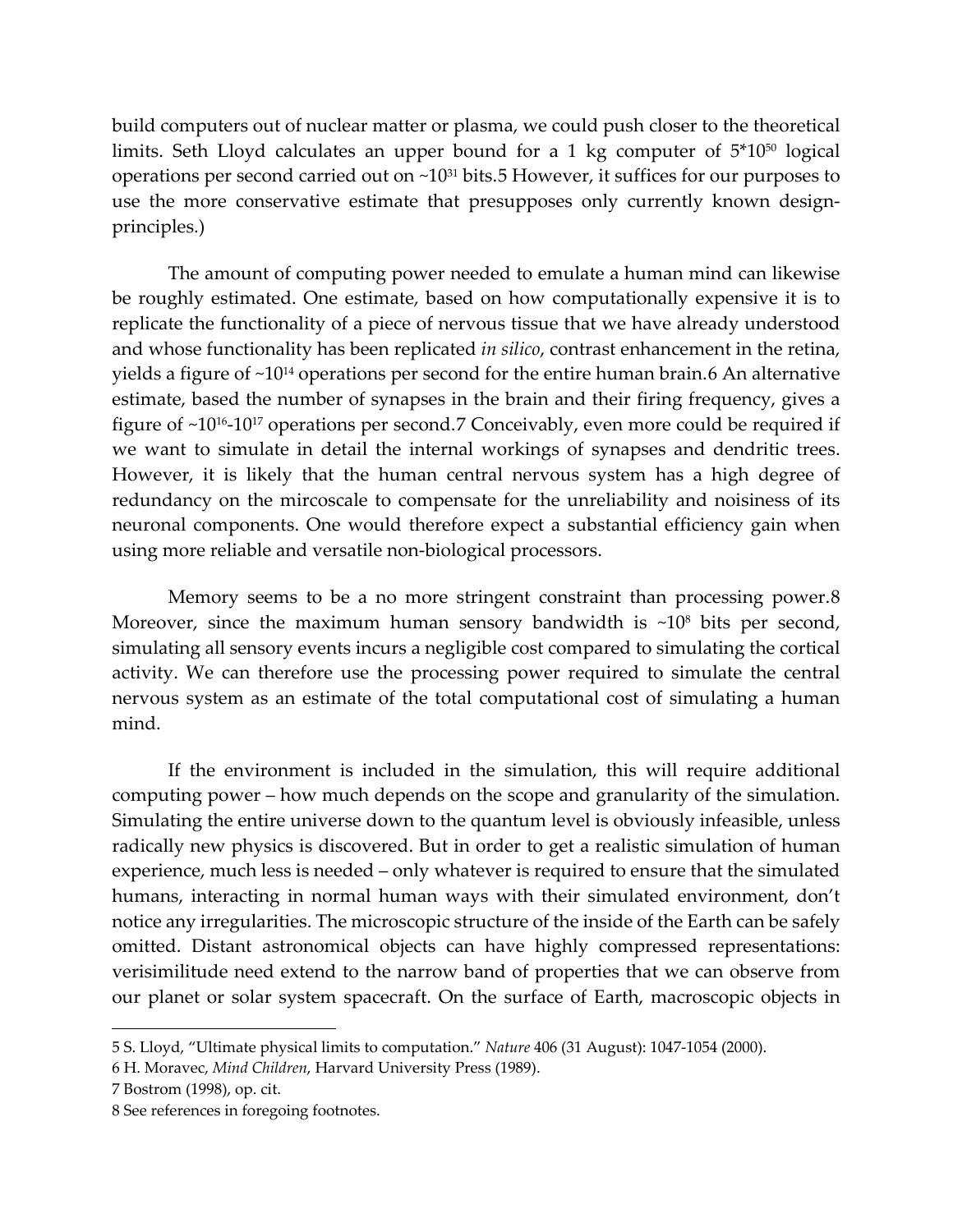build computers out of nuclear matter or plasma, we could push closer to the theoretical limits. Seth Lloyd calculates an upper bound for a 1 kg computer of $5 \times 10^{50}$ logical operations per second carried out on $\sim 10^{31}$ bits.[5] However, it suffices for our purposes to use the more conservative estimate that presupposes only currently known design-principles.)

The amount of computing power needed to emulate a human mind can likewise be roughly estimated. One estimate, based on how computationally expensive it is to replicate the functionality of a piece of nervous tissue that we have already understood and whose functionality has been replicated *in silico*, contrast enhancement in the retina, yields a figure of $\sim 10^{14}$ operations per second for the entire human brain.[6] An alternative estimate, based the number of synapses in the brain and their firing frequency, gives a figure of $\sim 10^{16}$-$10^{17}$ operations per second.[7] Conceivably, even more could be required if we want to simulate in detail the internal workings of synapses and dendritic trees. However, it is likely that the human central nervous system has a high degree of redundancy on the mircoscale to compensate for the unreliability and noisiness of its neuronal components. One would therefore expect a substantial efficiency gain when using more reliable and versatile non-biological processors.

Memory seems to be a no more stringent constraint than processing power.[8] Moreover, since the maximum human sensory bandwidth is $\sim 10^{8}$ bits per second, simulating all sensory events incurs a negligible cost compared to simulating the cortical activity. We can therefore use the processing power required to simulate the central nervous system as an estimate of the total computational cost of simulating a human mind.

If the environment is included in the simulation, this will require additional computing power – how much depends on the scope and granularity of the simulation. Simulating the entire universe down to the quantum level is obviously infeasible, unless radically new physics is discovered. But in order to get a realistic simulation of human experience, much less is needed – only whatever is required to ensure that the simulated humans, interacting in normal human ways with their simulated environment, don't notice any irregularities. The microscopic structure of the inside of the Earth can be safely omitted. Distant astronomical objects can have highly compressed representations: verisimilitude need extend to the narrow band of properties that we can observe from our planet or solar system spacecraft. On the surface of Earth, macroscopic objects in

---

5 S. Lloyd, "Ultimate physical limits to computation." *Nature* 406 (31 August): 1047-1054 (2000).

6 H. Moravec, *Mind Children*, Harvard University Press (1989).

7 Bostrom (1998), op. cit.

8 See references in foregoing footnotes.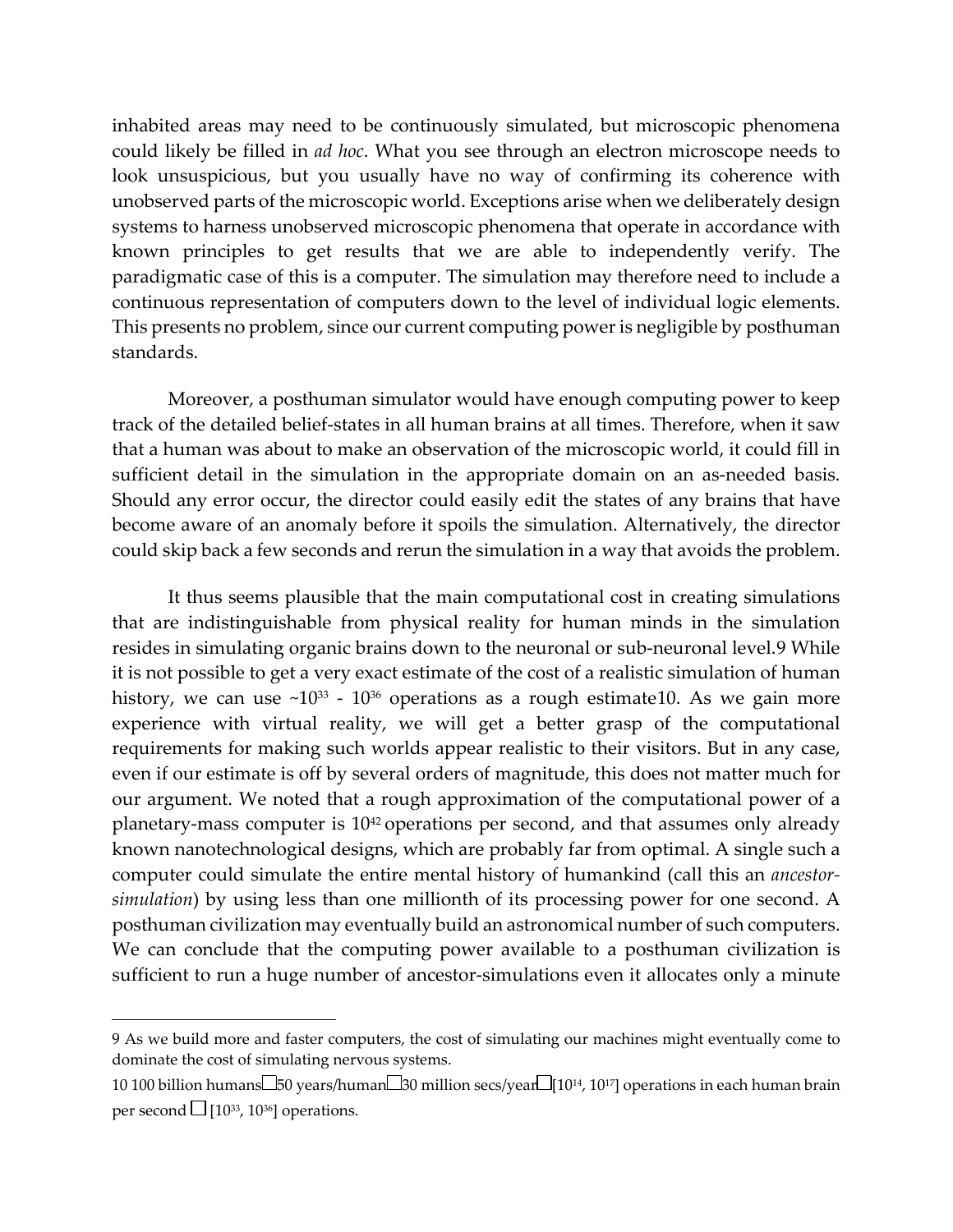inhabited areas may need to be continuously simulated, but microscopic phenomena could likely be filled in *ad hoc*. What you see through an electron microscope needs to look unsuspicious, but you usually have no way of confirming its coherence with unobserved parts of the microscopic world. Exceptions arise when we deliberately design systems to harness unobserved microscopic phenomena that operate in accordance with known principles to get results that we are able to independently verify. The paradigmatic case of this is a computer. The simulation may therefore need to include a continuous representation of computers down to the level of individual logic elements. This presents no problem, since our current computing power is negligible by posthuman standards.

Moreover, a posthuman simulator would have enough computing power to keep track of the detailed belief-states in all human brains at all times. Therefore, when it saw that a human was about to make an observation of the microscopic world, it could fill in sufficient detail in the simulation in the appropriate domain on an as-needed basis. Should any error occur, the director could easily edit the states of any brains that have become aware of an anomaly before it spoils the simulation. Alternatively, the director could skip back a few seconds and rerun the simulation in a way that avoids the problem.

It thus seems plausible that the main computational cost in creating simulations that are indistinguishable from physical reality for human minds in the simulation resides in simulating organic brains down to the neuronal or sub-neuronal level.9 While it is not possible to get a very exact estimate of the cost of a realistic simulation of human history, we can use ~$10^{33}$ - $10^{36}$ operations as a rough estimate10. As we gain more experience with virtual reality, we will get a better grasp of the computational requirements for making such worlds appear realistic to their visitors. But in any case, even if our estimate is off by several orders of magnitude, this does not matter much for our argument. We noted that a rough approximation of the computational power of a planetary-mass computer is $10^{42}$ operations per second, and that assumes only already known nanotechnological designs, which are probably far from optimal. A single such a computer could simulate the entire mental history of humankind (call this an *ancestor-simulation*) by using less than one millionth of its processing power for one second. A posthuman civilization may eventually build an astronomical number of such computers. We can conclude that the computing power available to a posthuman civilization is sufficient to run a huge number of ancestor-simulations even it allocates only a minute

---

9 As we build more and faster computers, the cost of simulating our machines might eventually come to dominate the cost of simulating nervous systems.

10 100 billion humans □ 50 years/human □ 30 million secs/year □ [$10^{14}$, $10^{17}$] operations in each human brain per second □ [$10^{33}$, $10^{36}$] operations.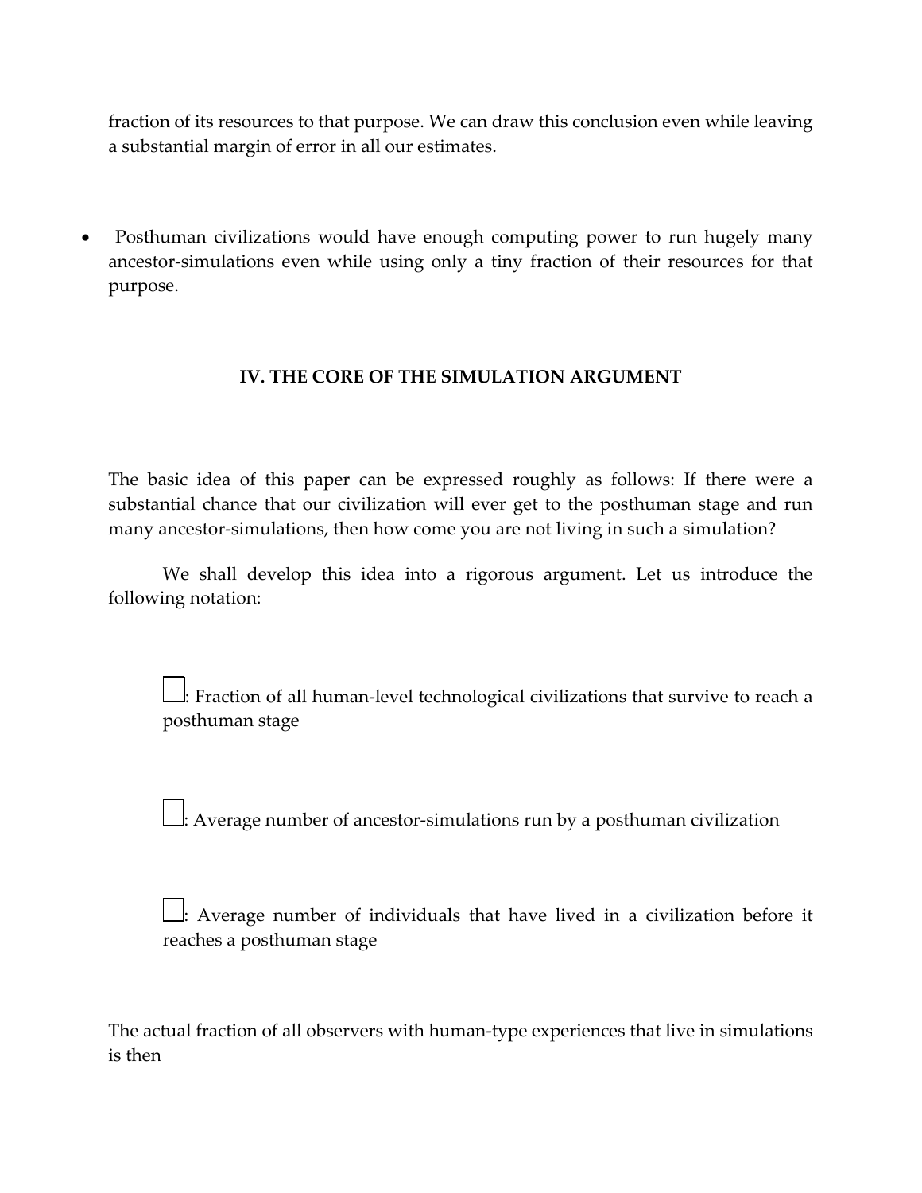fraction of its resources to that purpose. We can draw this conclusion even while leaving a substantial margin of error in all our estimates.

- Posthuman civilizations would have enough computing power to run hugely many ancestor-simulations even while using only a tiny fraction of their resources for that purpose.

## IV. THE CORE OF THE SIMULATION ARGUMENT

The basic idea of this paper can be expressed roughly as follows: If there were a substantial chance that our civilization will ever get to the posthuman stage and run many ancestor-simulations, then how come you are not living in such a simulation?

We shall develop this idea into a rigorous argument. Let us introduce the following notation:

□: Fraction of all human-level technological civilizations that survive to reach a posthuman stage

□: Average number of ancestor-simulations run by a posthuman civilization

□: Average number of individuals that have lived in a civilization before it reaches a posthuman stage

The actual fraction of all observers with human-type experiences that live in simulations is then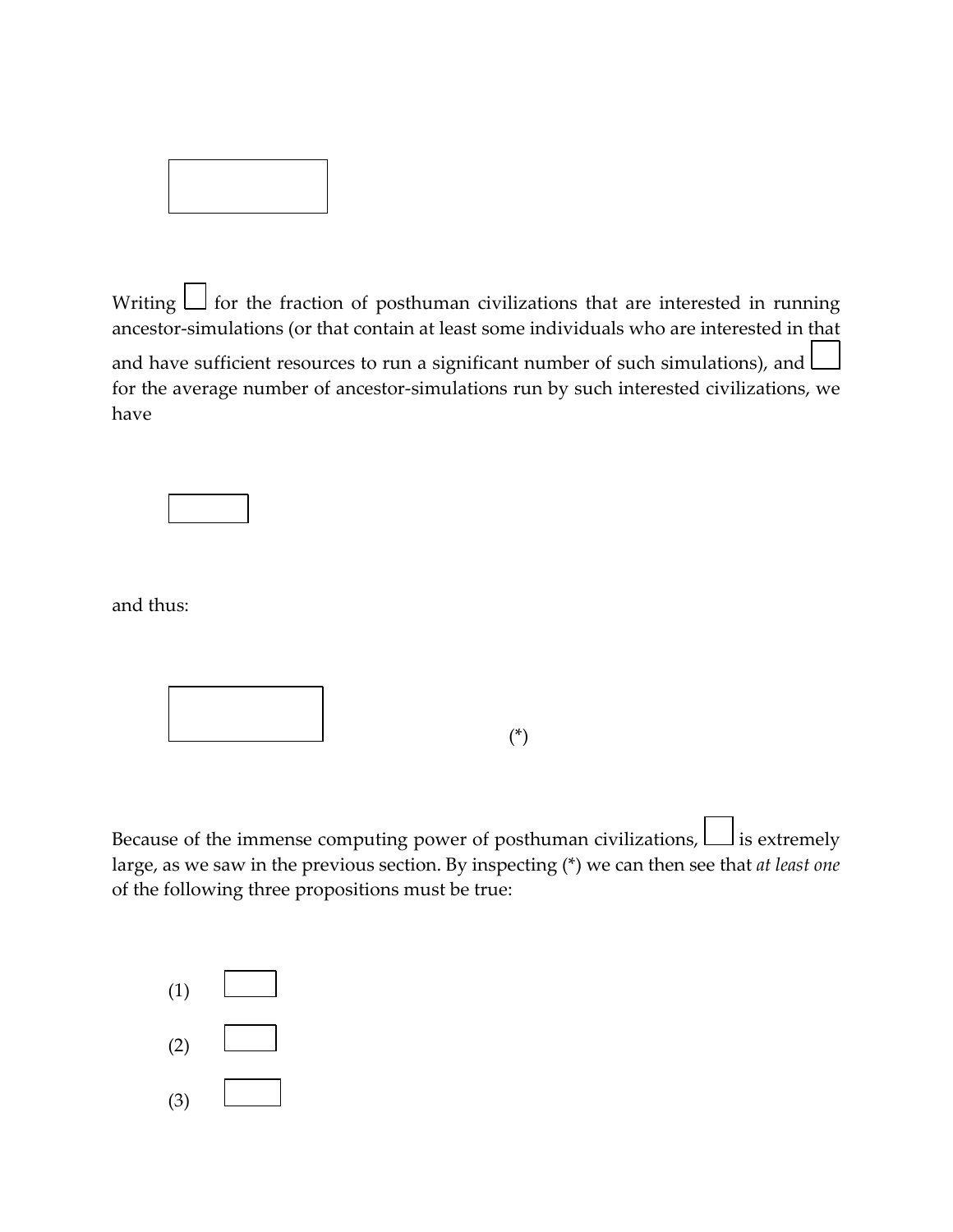Writing for the fraction of posthuman civilizations that are interested in running ancestor-simulations (or that contain at least some individuals who are interested in that and have sufficient resources to run a significant number of such simulations), and for the average number of ancestor-simulations run by such interested civilizations, we have

and thus:

(*)

Because of the immense computing power of posthuman civilizations, is extremely large, as we saw in the previous section. By inspecting (*) we can then see that *at least one* of the following three propositions must be true:

(1)

(2)

(3)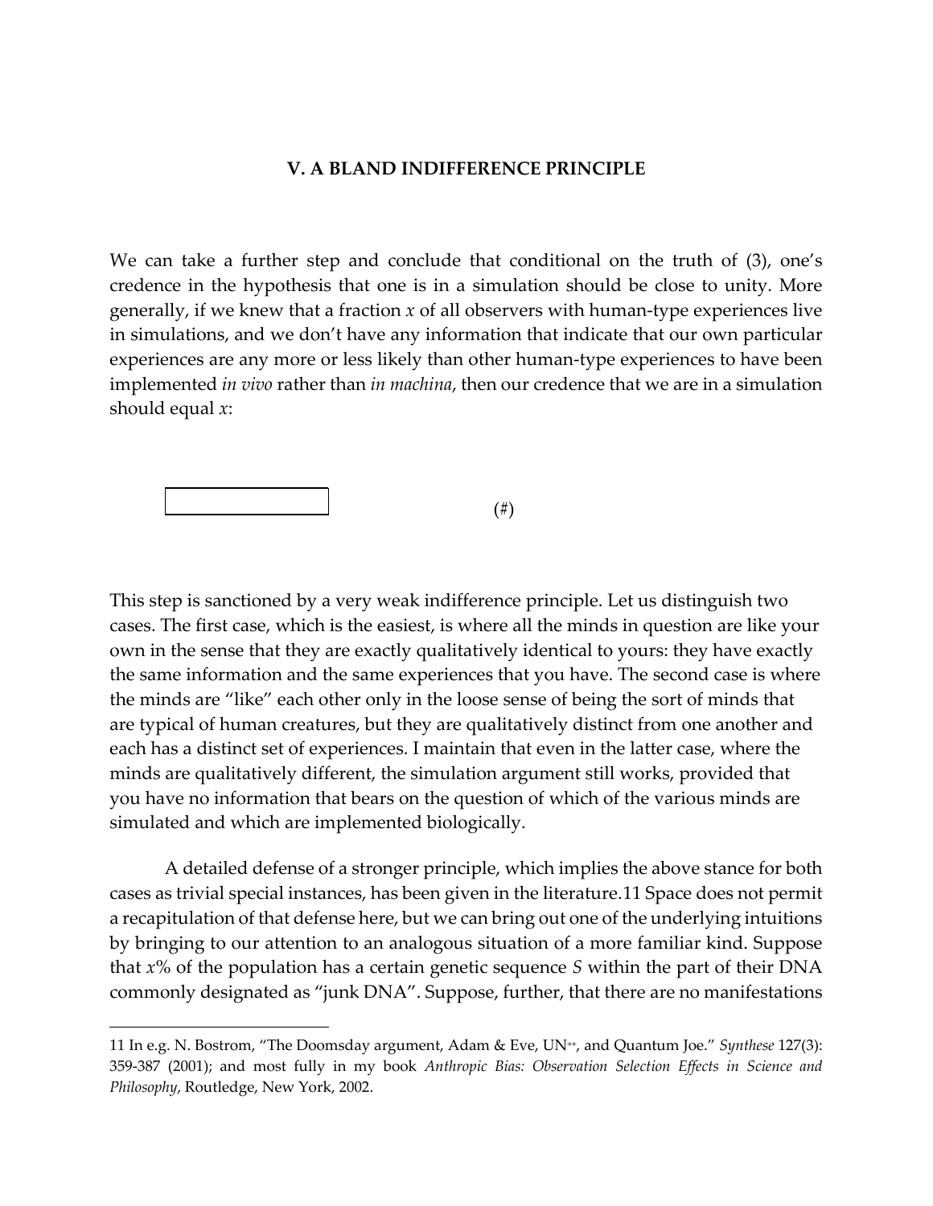### V. A BLAND INDIFFERENCE PRINCIPLE

We can take a further step and conclude that conditional on the truth of (3), one's credence in the hypothesis that one is in a simulation should be close to unity. More generally, if we knew that a fraction $x$ of all observers with human-type experiences live in simulations, and we don't have any information that indicate that our own particular experiences are any more or less likely than other human-type experiences to have been implemented *in vivo* rather than *in machina*, then our credence that we are in a simulation should equal $x$:

(#)

This step is sanctioned by a very weak indifference principle. Let us distinguish two cases. The first case, which is the easiest, is where all the minds in question are like your own in the sense that they are exactly qualitatively identical to yours: they have exactly the same information and the same experiences that you have. The second case is where the minds are "like" each other only in the loose sense of being the sort of minds that are typical of human creatures, but they are qualitatively distinct from one another and each has a distinct set of experiences. I maintain that even in the latter case, where the minds are qualitatively different, the simulation argument still works, provided that you have no information that bears on the question of which of the various minds are simulated and which are implemented biologically.

A detailed defense of a stronger principle, which implies the above stance for both cases as trivial special instances, has been given in the literature.[11] Space does not permit a recapitulation of that defense here, but we can bring out one of the underlying intuitions by bringing to our attention to an analogous situation of a more familiar kind. Suppose that $x$% of the population has a certain genetic sequence $S$ within the part of their DNA commonly designated as "junk DNA". Suppose, further, that there are no manifestations

---

11 In e.g. N. Bostrom, "The Doomsday argument, Adam & Eve, UN++, and Quantum Joe." *Synthese* 127(3): 359-387 (2001); and most fully in my book *Anthropic Bias: Observation Selection Effects in Science and Philosophy*, Routledge, New York, 2002.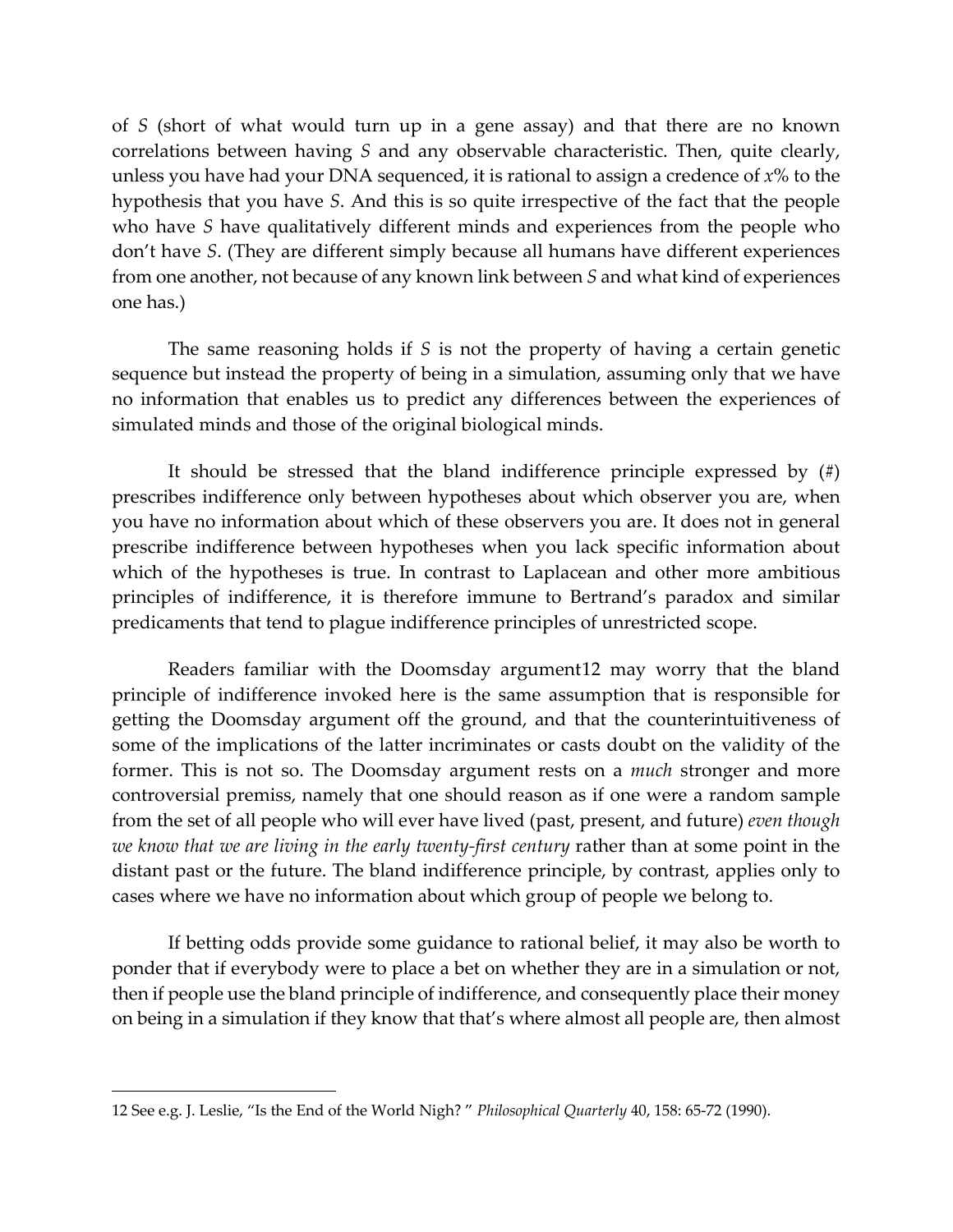of *S* (short of what would turn up in a gene assay) and that there are no known correlations between having *S* and any observable characteristic. Then, quite clearly, unless you have had your DNA sequenced, it is rational to assign a credence of $x$% to the hypothesis that you have *S*. And this is so quite irrespective of the fact that the people who have *S* have qualitatively different minds and experiences from the people who don't have *S*. (They are different simply because all humans have different experiences from one another, not because of any known link between *S* and what kind of experiences one has.)

The same reasoning holds if *S* is not the property of having a certain genetic sequence but instead the property of being in a simulation, assuming only that we have no information that enables us to predict any differences between the experiences of simulated minds and those of the original biological minds.

It should be stressed that the bland indifference principle expressed by (#) prescribes indifference only between hypotheses about which observer you are, when you have no information about which of these observers you are. It does not in general prescribe indifference between hypotheses when you lack specific information about which of the hypotheses is true. In contrast to Laplacean and other more ambitious principles of indifference, it is therefore immune to Bertrand's paradox and similar predicaments that tend to plague indifference principles of unrestricted scope.

Readers familiar with the Doomsday argument[12] may worry that the bland principle of indifference invoked here is the same assumption that is responsible for getting the Doomsday argument off the ground, and that the counterintuitiveness of some of the implications of the latter incriminates or casts doubt on the validity of the former. This is not so. The Doomsday argument rests on a *much* stronger and more controversial premiss, namely that one should reason as if one were a random sample from the set of all people who will ever have lived (past, present, and future) *even though we know that we are living in the early twenty-first century* rather than at some point in the distant past or the future. The bland indifference principle, by contrast, applies only to cases where we have no information about which group of people we belong to.

If betting odds provide some guidance to rational belief, it may also be worth to ponder that if everybody were to place a bet on whether they are in a simulation or not, then if people use the bland principle of indifference, and consequently place their money on being in a simulation if they know that that's where almost all people are, then almost

---

12 See e.g. J. Leslie, "Is the End of the World Nigh? " *Philosophical Quarterly* 40, 158: 65-72 (1990).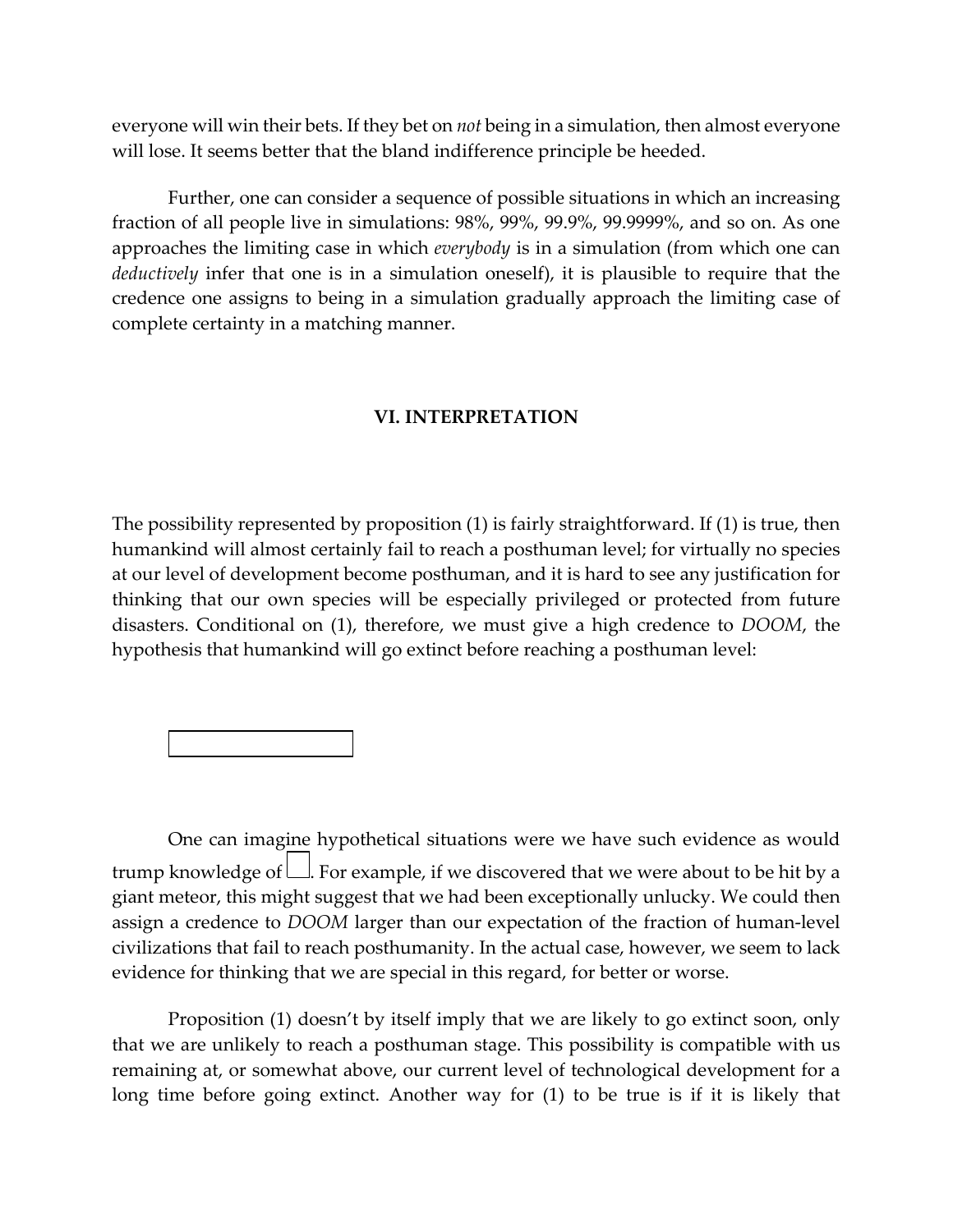everyone will win their bets. If they bet on *not* being in a simulation, then almost everyone will lose. It seems better that the bland indifference principle be heeded.

Further, one can consider a sequence of possible situations in which an increasing fraction of all people live in simulations: 98%, 99%, 99.9%, 99.9999%, and so on. As one approaches the limiting case in which *everybody* is in a simulation (from which one can *deductively* infer that one is in a simulation oneself), it is plausible to require that the credence one assigns to being in a simulation gradually approach the limiting case of complete certainty in a matching manner.

## VI. INTERPRETATION

The possibility represented by proposition (1) is fairly straightforward. If (1) is true, then humankind will almost certainly fail to reach a posthuman level; for virtually no species at our level of development become posthuman, and it is hard to see any justification for thinking that our own species will be especially privileged or protected from future disasters. Conditional on (1), therefore, we must give a high credence to *DOOM*, the hypothesis that humankind will go extinct before reaching a posthuman level:

One can imagine hypothetical situations were we have such evidence as would trump knowledge of . For example, if we discovered that we were about to be hit by a giant meteor, this might suggest that we had been exceptionally unlucky. We could then assign a credence to *DOOM* larger than our expectation of the fraction of human-level civilizations that fail to reach posthumanity. In the actual case, however, we seem to lack evidence for thinking that we are special in this regard, for better or worse.

Proposition (1) doesn't by itself imply that we are likely to go extinct soon, only that we are unlikely to reach a posthuman stage. This possibility is compatible with us remaining at, or somewhat above, our current level of technological development for a long time before going extinct. Another way for (1) to be true is if it is likely that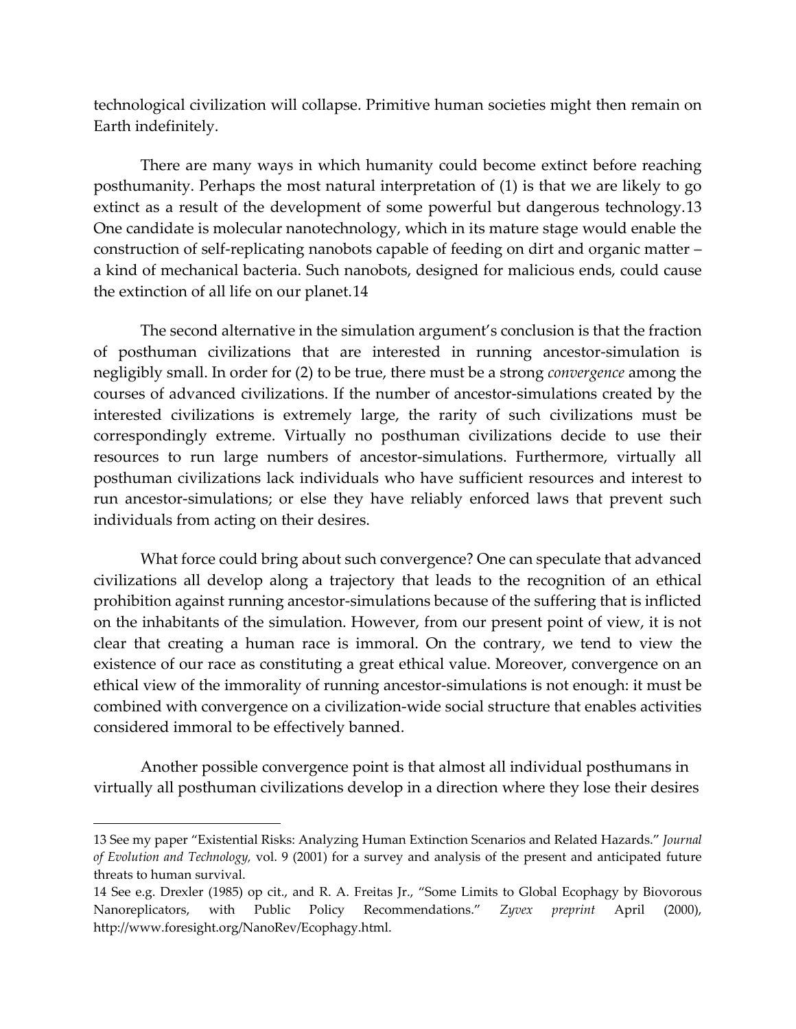technological civilization will collapse. Primitive human societies might then remain on Earth indefinitely.

There are many ways in which humanity could become extinct before reaching posthumanity. Perhaps the most natural interpretation of (1) is that we are likely to go extinct as a result of the development of some powerful but dangerous technology.[13] One candidate is molecular nanotechnology, which in its mature stage would enable the construction of self-replicating nanobots capable of feeding on dirt and organic matter – a kind of mechanical bacteria. Such nanobots, designed for malicious ends, could cause the extinction of all life on our planet.[14]

The second alternative in the simulation argument's conclusion is that the fraction of posthuman civilizations that are interested in running ancestor-simulation is negligibly small. In order for (2) to be true, there must be a strong *convergence* among the courses of advanced civilizations. If the number of ancestor-simulations created by the interested civilizations is extremely large, the rarity of such civilizations must be correspondingly extreme. Virtually no posthuman civilizations decide to use their resources to run large numbers of ancestor-simulations. Furthermore, virtually all posthuman civilizations lack individuals who have sufficient resources and interest to run ancestor-simulations; or else they have reliably enforced laws that prevent such individuals from acting on their desires.

What force could bring about such convergence? One can speculate that advanced civilizations all develop along a trajectory that leads to the recognition of an ethical prohibition against running ancestor-simulations because of the suffering that is inflicted on the inhabitants of the simulation. However, from our present point of view, it is not clear that creating a human race is immoral. On the contrary, we tend to view the existence of our race as constituting a great ethical value. Moreover, convergence on an ethical view of the immorality of running ancestor-simulations is not enough: it must be combined with convergence on a civilization-wide social structure that enables activities considered immoral to be effectively banned.

Another possible convergence point is that almost all individual posthumans in virtually all posthuman civilizations develop in a direction where they lose their desires

---

13 See my paper "Existential Risks: Analyzing Human Extinction Scenarios and Related Hazards." *Journal of Evolution and Technology*, vol. 9 (2001) for a survey and analysis of the present and anticipated future threats to human survival.

14 See e.g. Drexler (1985) op cit., and R. A. Freitas Jr., "Some Limits to Global Ecophagy by Biovorous Nanoreplicators, with Public Policy Recommendations." *Zyvex preprint* April (2000), http://www.foresight.org/NanoRev/Ecophagy.html.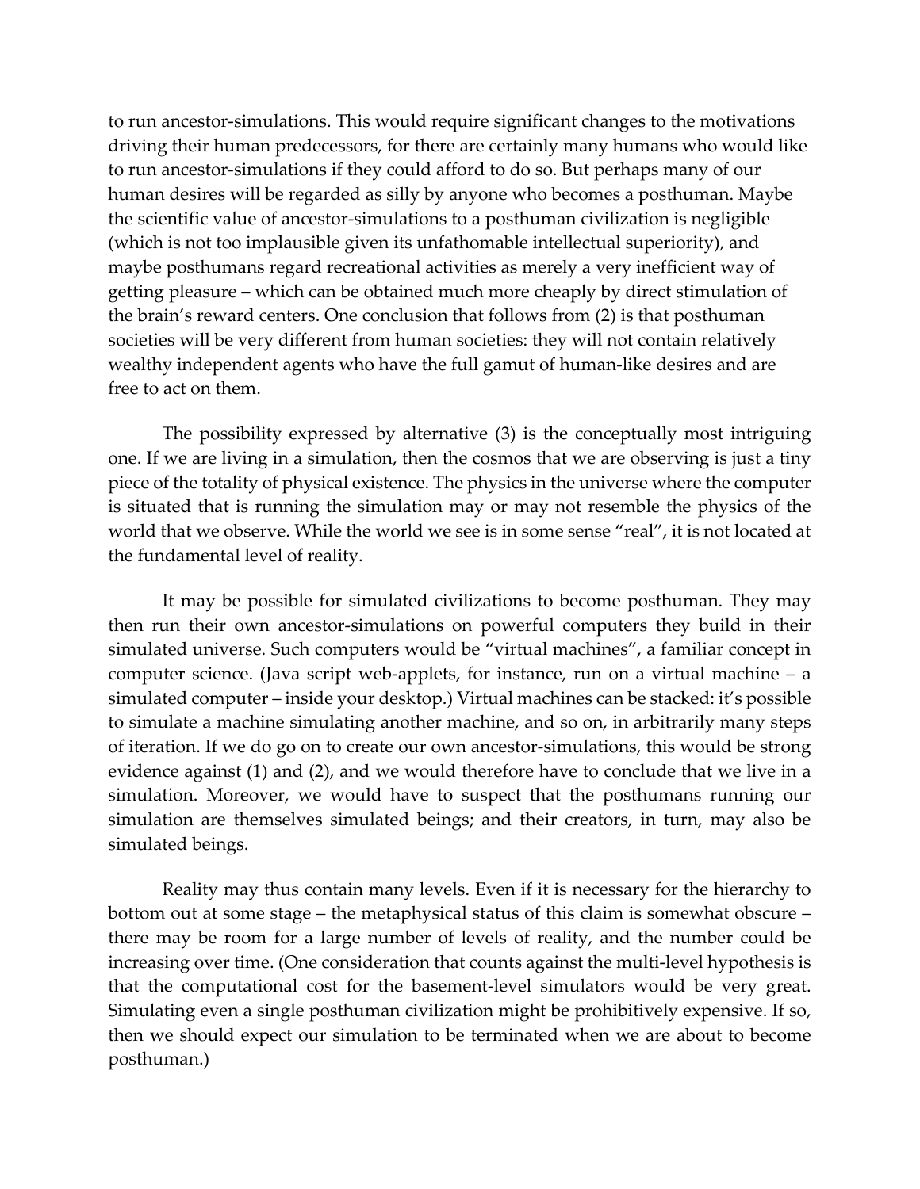to run ancestor-simulations. This would require significant changes to the motivations driving their human predecessors, for there are certainly many humans who would like to run ancestor-simulations if they could afford to do so. But perhaps many of our human desires will be regarded as silly by anyone who becomes a posthuman. Maybe the scientific value of ancestor-simulations to a posthuman civilization is negligible (which is not too implausible given its unfathomable intellectual superiority), and maybe posthumans regard recreational activities as merely a very inefficient way of getting pleasure – which can be obtained much more cheaply by direct stimulation of the brain's reward centers. One conclusion that follows from (2) is that posthuman societies will be very different from human societies: they will not contain relatively wealthy independent agents who have the full gamut of human-like desires and are free to act on them.

The possibility expressed by alternative (3) is the conceptually most intriguing one. If we are living in a simulation, then the cosmos that we are observing is just a tiny piece of the totality of physical existence. The physics in the universe where the computer is situated that is running the simulation may or may not resemble the physics of the world that we observe. While the world we see is in some sense "real", it is not located at the fundamental level of reality.

It may be possible for simulated civilizations to become posthuman. They may then run their own ancestor-simulations on powerful computers they build in their simulated universe. Such computers would be "virtual machines", a familiar concept in computer science. (Java script web-applets, for instance, run on a virtual machine – a simulated computer – inside your desktop.) Virtual machines can be stacked: it's possible to simulate a machine simulating another machine, and so on, in arbitrarily many steps of iteration. If we do go on to create our own ancestor-simulations, this would be strong evidence against (1) and (2), and we would therefore have to conclude that we live in a simulation. Moreover, we would have to suspect that the posthumans running our simulation are themselves simulated beings; and their creators, in turn, may also be simulated beings.

Reality may thus contain many levels. Even if it is necessary for the hierarchy to bottom out at some stage – the metaphysical status of this claim is somewhat obscure – there may be room for a large number of levels of reality, and the number could be increasing over time. (One consideration that counts against the multi-level hypothesis is that the computational cost for the basement-level simulators would be very great. Simulating even a single posthuman civilization might be prohibitively expensive. If so, then we should expect our simulation to be terminated when we are about to become posthuman.)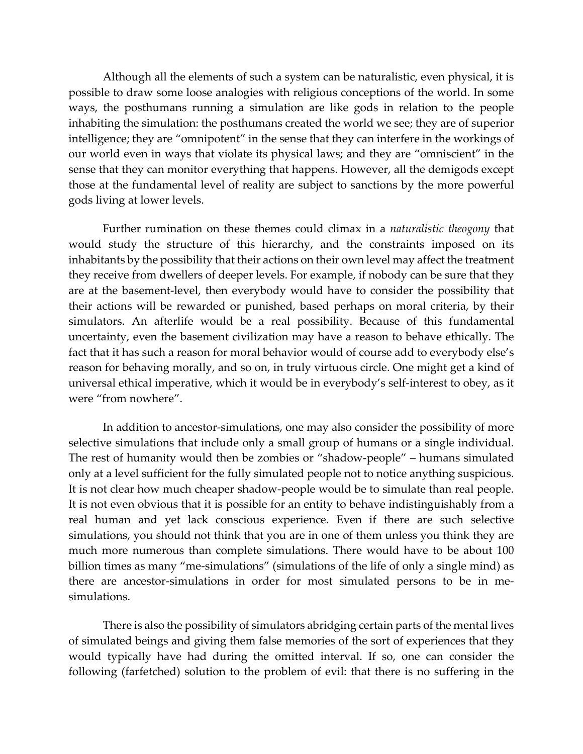Although all the elements of such a system can be naturalistic, even physical, it is possible to draw some loose analogies with religious conceptions of the world. In some ways, the posthumans running a simulation are like gods in relation to the people inhabiting the simulation: the posthumans created the world we see; they are of superior intelligence; they are "omnipotent" in the sense that they can interfere in the workings of our world even in ways that violate its physical laws; and they are "omniscient" in the sense that they can monitor everything that happens. However, all the demigods except those at the fundamental level of reality are subject to sanctions by the more powerful gods living at lower levels.

Further rumination on these themes could climax in a *naturalistic theogony* that would study the structure of this hierarchy, and the constraints imposed on its inhabitants by the possibility that their actions on their own level may affect the treatment they receive from dwellers of deeper levels. For example, if nobody can be sure that they are at the basement-level, then everybody would have to consider the possibility that their actions will be rewarded or punished, based perhaps on moral criteria, by their simulators. An afterlife would be a real possibility. Because of this fundamental uncertainty, even the basement civilization may have a reason to behave ethically. The fact that it has such a reason for moral behavior would of course add to everybody else's reason for behaving morally, and so on, in truly virtuous circle. One might get a kind of universal ethical imperative, which it would be in everybody's self-interest to obey, as it were "from nowhere".

In addition to ancestor-simulations, one may also consider the possibility of more selective simulations that include only a small group of humans or a single individual. The rest of humanity would then be zombies or "shadow-people" – humans simulated only at a level sufficient for the fully simulated people not to notice anything suspicious. It is not clear how much cheaper shadow-people would be to simulate than real people. It is not even obvious that it is possible for an entity to behave indistinguishably from a real human and yet lack conscious experience. Even if there are such selective simulations, you should not think that you are in one of them unless you think they are much more numerous than complete simulations. There would have to be about 100 billion times as many "me-simulations" (simulations of the life of only a single mind) as there are ancestor-simulations in order for most simulated persons to be in me-simulations.

There is also the possibility of simulators abridging certain parts of the mental lives of simulated beings and giving them false memories of the sort of experiences that they would typically have had during the omitted interval. If so, one can consider the following (farfetched) solution to the problem of evil: that there is no suffering in the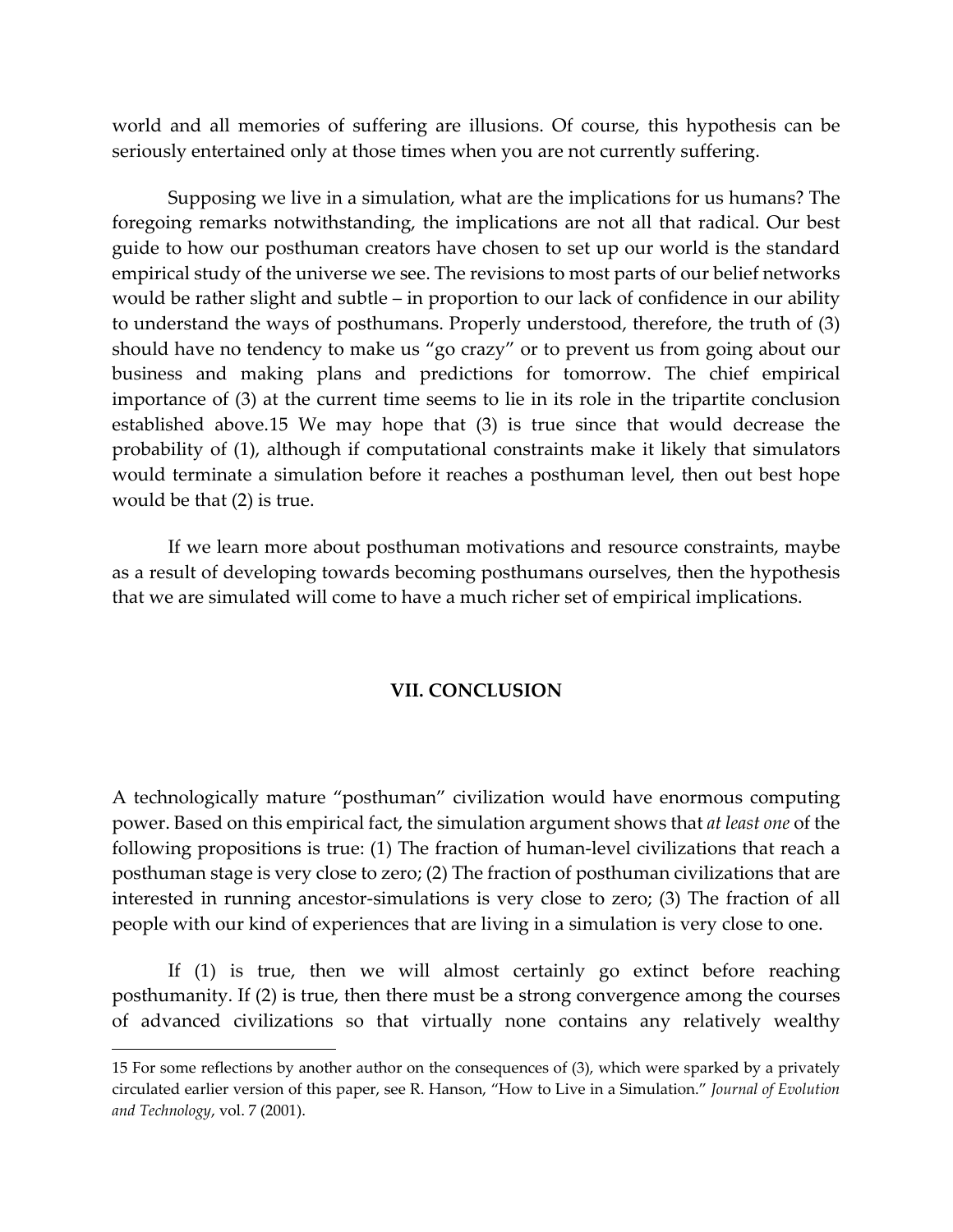world and all memories of suffering are illusions. Of course, this hypothesis can be seriously entertained only at those times when you are not currently suffering.

Supposing we live in a simulation, what are the implications for us humans? The foregoing remarks notwithstanding, the implications are not all that radical. Our best guide to how our posthuman creators have chosen to set up our world is the standard empirical study of the universe we see. The revisions to most parts of our belief networks would be rather slight and subtle – in proportion to our lack of confidence in our ability to understand the ways of posthumans. Properly understood, therefore, the truth of (3) should have no tendency to make us "go crazy" or to prevent us from going about our business and making plans and predictions for tomorrow. The chief empirical importance of (3) at the current time seems to lie in its role in the tripartite conclusion established above.[15] We may hope that (3) is true since that would decrease the probability of (1), although if computational constraints make it likely that simulators would terminate a simulation before it reaches a posthuman level, then out best hope would be that (2) is true.

If we learn more about posthuman motivations and resource constraints, maybe as a result of developing towards becoming posthumans ourselves, then the hypothesis that we are simulated will come to have a much richer set of empirical implications.

## VII. CONCLUSION

A technologically mature "posthuman" civilization would have enormous computing power. Based on this empirical fact, the simulation argument shows that *at least one* of the following propositions is true: (1) The fraction of human-level civilizations that reach a posthuman stage is very close to zero; (2) The fraction of posthuman civilizations that are interested in running ancestor-simulations is very close to zero; (3) The fraction of all people with our kind of experiences that are living in a simulation is very close to one.

If (1) is true, then we will almost certainly go extinct before reaching posthumanity. If (2) is true, then there must be a strong convergence among the courses of advanced civilizations so that virtually none contains any relatively wealthy

---

15 For some reflections by another author on the consequences of (3), which were sparked by a privately circulated earlier version of this paper, see R. Hanson, "How to Live in a Simulation." *Journal of Evolution and Technology*, vol. 7 (2001).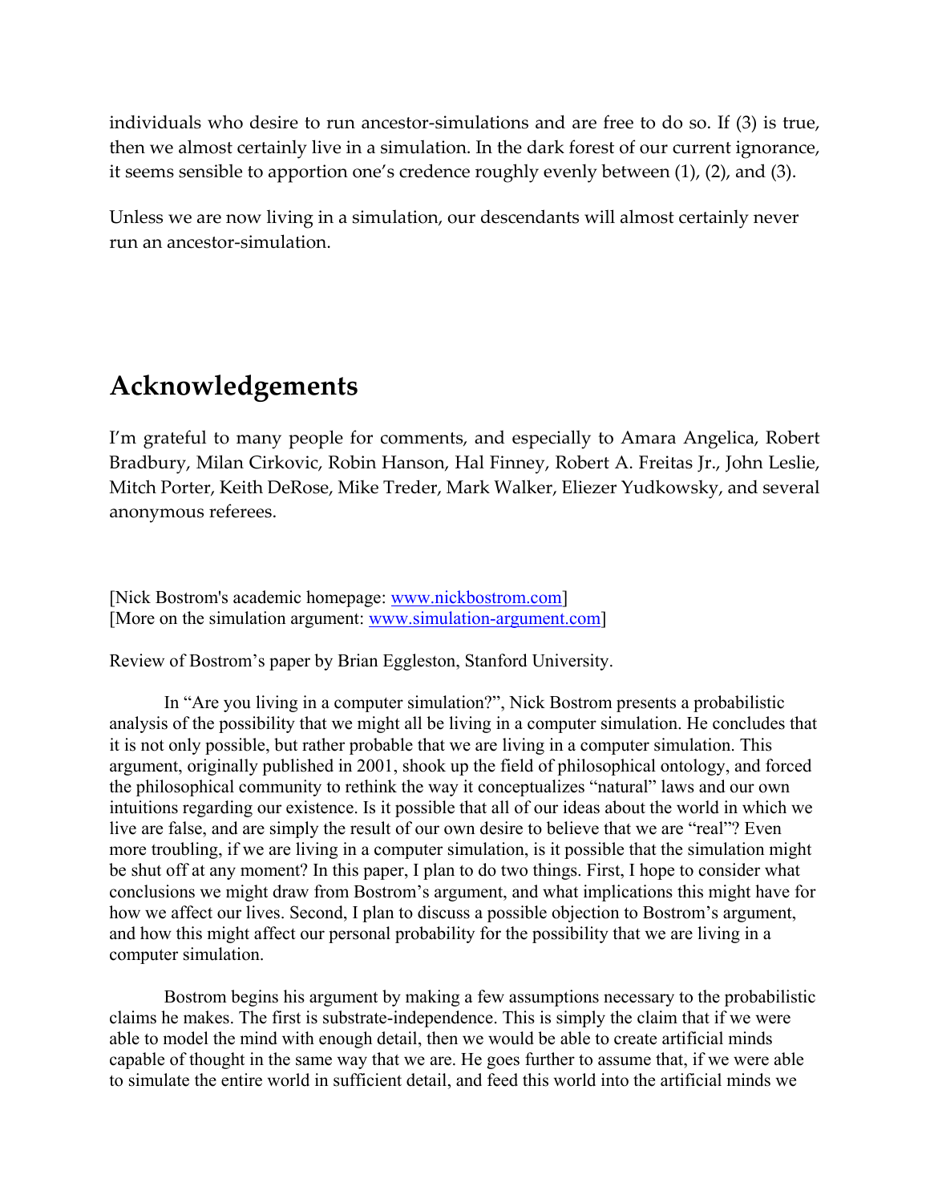individuals who desire to run ancestor-simulations and are free to do so. If (3) is true, then we almost certainly live in a simulation. In the dark forest of our current ignorance, it seems sensible to apportion one's credence roughly evenly between (1), (2), and (3).

Unless we are now living in a simulation, our descendants will almost certainly never run an ancestor-simulation.

## Acknowledgements

I'm grateful to many people for comments, and especially to Amara Angelica, Robert Bradbury, Milan Cirkovic, Robin Hanson, Hal Finney, Robert A. Freitas Jr., John Leslie, Mitch Porter, Keith DeRose, Mike Treder, Mark Walker, Eliezer Yudkowsky, and several anonymous referees.

[Nick Bostrom's academic homepage: www.nickbostrom.com]
[More on the simulation argument: www.simulation-argument.com]

Review of Bostrom's paper by Brian Eggleston, Stanford University.

In "Are you living in a computer simulation?", Nick Bostrom presents a probabilistic analysis of the possibility that we might all be living in a computer simulation. He concludes that it is not only possible, but rather probable that we are living in a computer simulation. This argument, originally published in 2001, shook up the field of philosophical ontology, and forced the philosophical community to rethink the way it conceptualizes "natural" laws and our own intuitions regarding our existence. Is it possible that all of our ideas about the world in which we live are false, and are simply the result of our own desire to believe that we are "real"? Even more troubling, if we are living in a computer simulation, is it possible that the simulation might be shut off at any moment? In this paper, I plan to do two things. First, I hope to consider what conclusions we might draw from Bostrom's argument, and what implications this might have for how we affect our lives. Second, I plan to discuss a possible objection to Bostrom's argument, and how this might affect our personal probability for the possibility that we are living in a computer simulation.

Bostrom begins his argument by making a few assumptions necessary to the probabilistic claims he makes. The first is substrate-independence. This is simply the claim that if we were able to model the mind with enough detail, then we would be able to create artificial minds capable of thought in the same way that we are. He goes further to assume that, if we were able to simulate the entire world in sufficient detail, and feed this world into the artificial minds we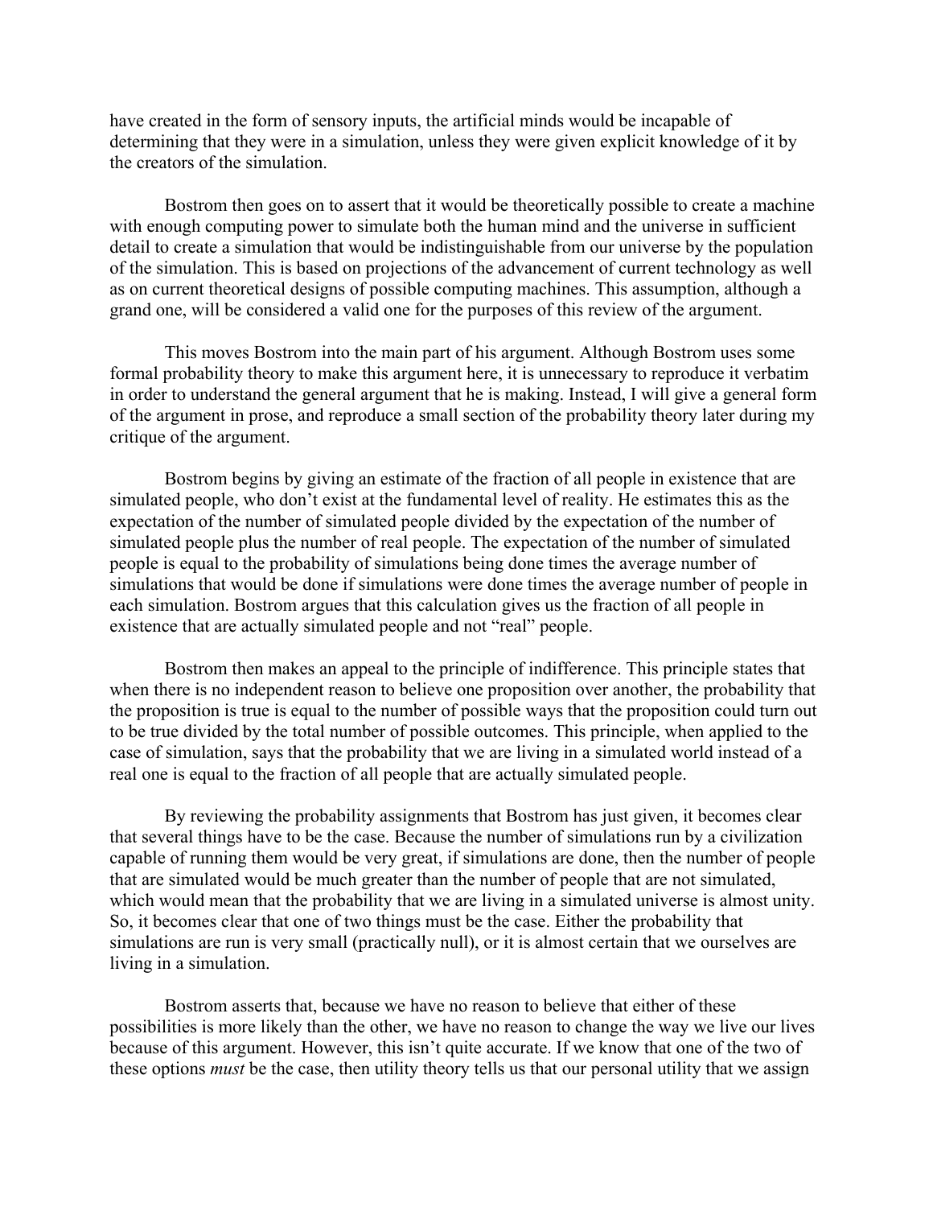have created in the form of sensory inputs, the artificial minds would be incapable of determining that they were in a simulation, unless they were given explicit knowledge of it by the creators of the simulation.

Bostrom then goes on to assert that it would be theoretically possible to create a machine with enough computing power to simulate both the human mind and the universe in sufficient detail to create a simulation that would be indistinguishable from our universe by the population of the simulation. This is based on projections of the advancement of current technology as well as on current theoretical designs of possible computing machines. This assumption, although a grand one, will be considered a valid one for the purposes of this review of the argument.

This moves Bostrom into the main part of his argument. Although Bostrom uses some formal probability theory to make this argument here, it is unnecessary to reproduce it verbatim in order to understand the general argument that he is making. Instead, I will give a general form of the argument in prose, and reproduce a small section of the probability theory later during my critique of the argument.

Bostrom begins by giving an estimate of the fraction of all people in existence that are simulated people, who don't exist at the fundamental level of reality. He estimates this as the expectation of the number of simulated people divided by the expectation of the number of simulated people plus the number of real people. The expectation of the number of simulated people is equal to the probability of simulations being done times the average number of simulations that would be done if simulations were done times the average number of people in each simulation. Bostrom argues that this calculation gives us the fraction of all people in existence that are actually simulated people and not "real" people.

Bostrom then makes an appeal to the principle of indifference. This principle states that when there is no independent reason to believe one proposition over another, the probability that the proposition is true is equal to the number of possible ways that the proposition could turn out to be true divided by the total number of possible outcomes. This principle, when applied to the case of simulation, says that the probability that we are living in a simulated world instead of a real one is equal to the fraction of all people that are actually simulated people.

By reviewing the probability assignments that Bostrom has just given, it becomes clear that several things have to be the case. Because the number of simulations run by a civilization capable of running them would be very great, if simulations are done, then the number of people that are simulated would be much greater than the number of people that are not simulated, which would mean that the probability that we are living in a simulated universe is almost unity. So, it becomes clear that one of two things must be the case. Either the probability that simulations are run is very small (practically null), or it is almost certain that we ourselves are living in a simulation.

Bostrom asserts that, because we have no reason to believe that either of these possibilities is more likely than the other, we have no reason to change the way we live our lives because of this argument. However, this isn't quite accurate. If we know that one of the two of these options *must* be the case, then utility theory tells us that our personal utility that we assign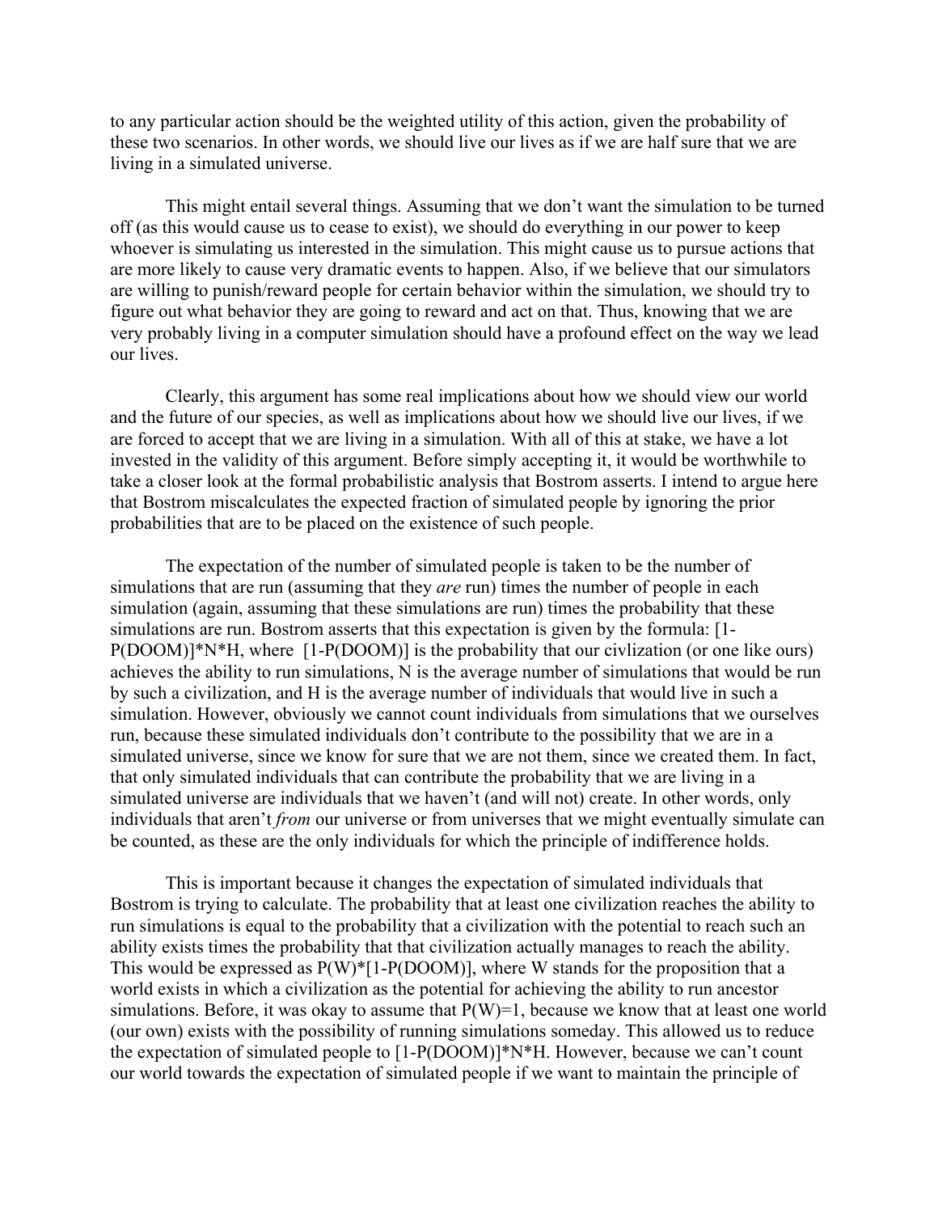to any particular action should be the weighted utility of this action, given the probability of these two scenarios. In other words, we should live our lives as if we are half sure that we are living in a simulated universe.

This might entail several things. Assuming that we don't want the simulation to be turned off (as this would cause us to cease to exist), we should do everything in our power to keep whoever is simulating us interested in the simulation. This might cause us to pursue actions that are more likely to cause very dramatic events to happen. Also, if we believe that our simulators are willing to punish/reward people for certain behavior within the simulation, we should try to figure out what behavior they are going to reward and act on that. Thus, knowing that we are very probably living in a computer simulation should have a profound effect on the way we lead our lives.

Clearly, this argument has some real implications about how we should view our world and the future of our species, as well as implications about how we should live our lives, if we are forced to accept that we are living in a simulation. With all of this at stake, we have a lot invested in the validity of this argument. Before simply accepting it, it would be worthwhile to take a closer look at the formal probabilistic analysis that Bostrom asserts. I intend to argue here that Bostrom miscalculates the expected fraction of simulated people by ignoring the prior probabilities that are to be placed on the existence of such people.

The expectation of the number of simulated people is taken to be the number of simulations that are run (assuming that they *are* run) times the number of people in each simulation (again, assuming that these simulations are run) times the probability that these simulations are run. Bostrom asserts that this expectation is given by the formula: $[1-P(DOOM)]*N*H$, where $[1-P(DOOM)]$ is the probability that our civlization (or one like ours) achieves the ability to run simulations, N is the average number of simulations that would be run by such a civilization, and H is the average number of individuals that would live in such a simulation. However, obviously we cannot count individuals from simulations that we ourselves run, because these simulated individuals don't contribute to the possibility that we are in a simulated universe, since we know for sure that we are not them, since we created them. In fact, that only simulated individuals that can contribute the probability that we are living in a simulated universe are individuals that we haven't (and will not) create. In other words, only individuals that aren't *from* our universe or from universes that we might eventually simulate can be counted, as these are the only individuals for which the principle of indifference holds.

This is important because it changes the expectation of simulated individuals that Bostrom is trying to calculate. The probability that at least one civilization reaches the ability to run simulations is equal to the probability that a civilization with the potential to reach such an ability exists times the probability that that civilization actually manages to reach the ability. This would be expressed as $P(W)*[1-P(DOOM)]$, where W stands for the proposition that a world exists in which a civilization as the potential for achieving the ability to run ancestor simulations. Before, it was okay to assume that $P(W)=1$, because we know that at least one world (our own) exists with the possibility of running simulations someday. This allowed us to reduce the expectation of simulated people to $[1-P(DOOM)]*N*H$. However, because we can't count our world towards the expectation of simulated people if we want to maintain the principle of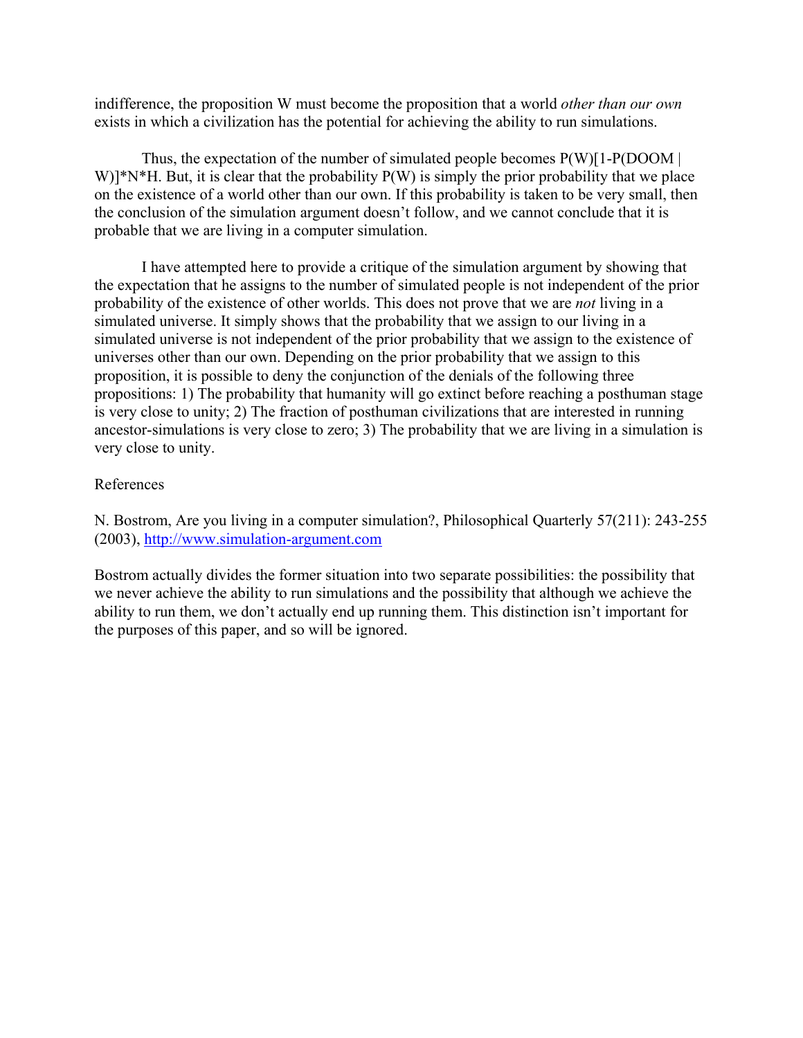indifference, the proposition W must become the proposition that a world *other than our own* exists in which a civilization has the potential for achieving the ability to run simulations.

Thus, the expectation of the number of simulated people becomes $P(W)[1-P(DOOM \mid W)]*N*H$. But, it is clear that the probability $P(W)$ is simply the prior probability that we place on the existence of a world other than our own. If this probability is taken to be very small, then the conclusion of the simulation argument doesn't follow, and we cannot conclude that it is probable that we are living in a computer simulation.

I have attempted here to provide a critique of the simulation argument by showing that the expectation that he assigns to the number of simulated people is not independent of the prior probability of the existence of other worlds. This does not prove that we are *not* living in a simulated universe. It simply shows that the probability that we assign to our living in a simulated universe is not independent of the prior probability that we assign to the existence of universes other than our own. Depending on the prior probability that we assign to this proposition, it is possible to deny the conjunction of the denials of the following three propositions: 1) The probability that humanity will go extinct before reaching a posthuman stage is very close to unity; 2) The fraction of posthuman civilizations that are interested in running ancestor-simulations is very close to zero; 3) The probability that we are living in a simulation is very close to unity.

References

N. Bostrom, Are you living in a computer simulation?, Philosophical Quarterly 57(211): 243-255 (2003), http://www.simulation-argument.com

Bostrom actually divides the former situation into two separate possibilities: the possibility that we never achieve the ability to run simulations and the possibility that although we achieve the ability to run them, we don't actually end up running them. This distinction isn't important for the purposes of this paper, and so will be ignored.